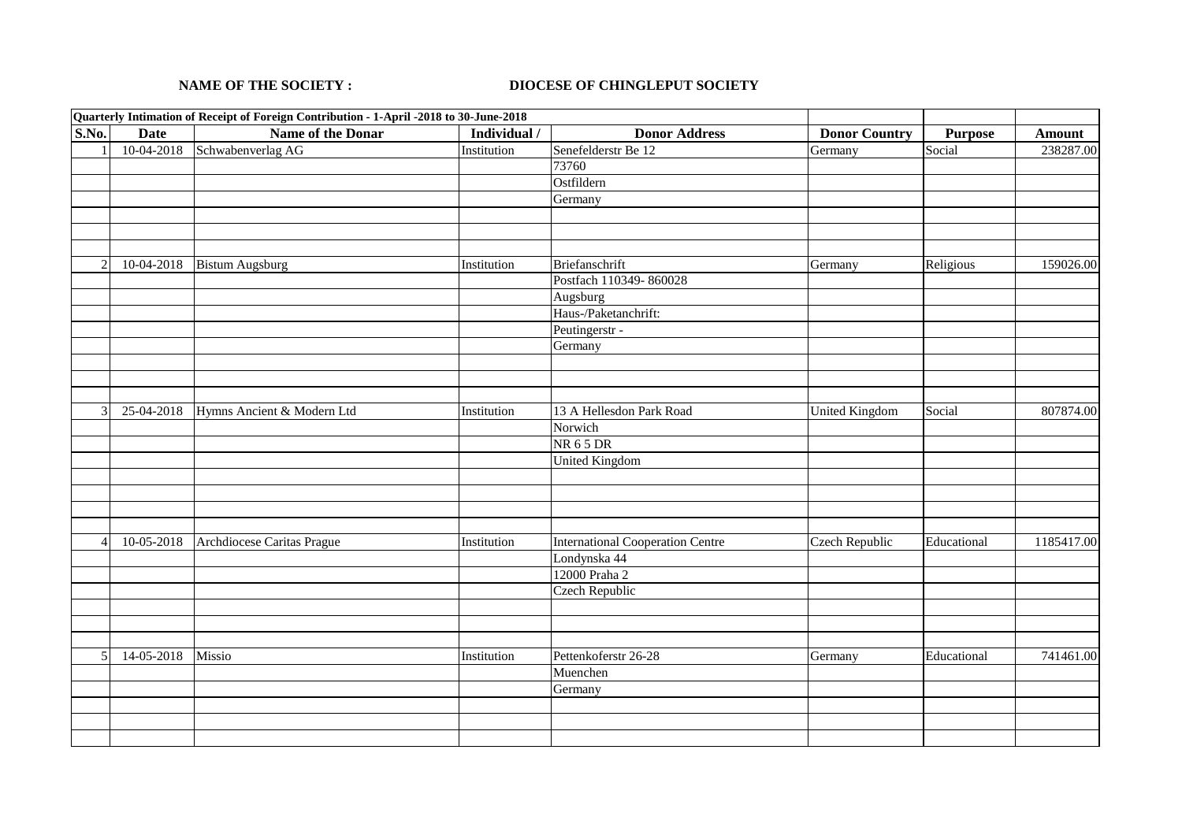**NAME OF THE SOCIETY :** **DIOCESE OF CHINGLEPUT SOCIETY**

| **Quarterly Intimation of Receipt of Foreign Contribution - 1-April -2018 to 30-June-2018** | | | | | | | |
|---|---|---|---|---|---|---|---|
| **S.No.** | **Date** | **Name of the Donar** | **Individual /** | **Donor Address** | **Donor Country** | **Purpose** | **Amount** |
| 1 | 10-04-2018 | Schwabenverlag AG | Institution | Senefelderstr Be 12 | Germany | Social | 238287.00 |
| | | | | 73760 | | | |
| | | | | Ostfildern | | | |
| | | | | Germany | | | |
| | | | | | | | |
| | | | | | | | |
| | | | | | | | |
| 2 | 10-04-2018 | Bistum Augsburg | Institution | Briefanschrift | Germany | Religious | 159026.00 |
| | | | | Postfach 110349- 860028 | | | |
| | | | | Augsburg | | | |
| | | | | Haus-/Paketanchrift: | | | |
| | | | | Peutingerstr - | | | |
| | | | | Germany | | | |
| | | | | | | | |
| | | | | | | | |
| | | | | | | | |
| 3 | 25-04-2018 | Hymns Ancient & Modern Ltd | Institution | 13 A Hellesdon Park Road | United Kingdom | Social | 807874.00 |
| | | | | Norwich | | | |
| | | | | NR 6 5 DR | | | |
| | | | | United Kingdom | | | |
| | | | | | | | |
| | | | | | | | |
| | | | | | | | |
| | | | | | | | |
| 4 | 10-05-2018 | Archdiocese Caritas Prague | Institution | International Cooperation Centre | Czech Republic | Educational | 1185417.00 |
| | | | | Londynska 44 | | | |
| | | | | 12000 Praha 2 | | | |
| | | | | Czech Republic | | | |
| | | | | | | | |
| | | | | | | | |
| | | | | | | | |
| 5 | 14-05-2018 | Missio | Institution | Pettenkoferstr 26-28 | Germany | Educational | 741461.00 |
| | | | | Muenchen | | | |
| | | | | Germany | | | |
| | | | | | | | |
| | | | | | | | |
| | | | | | | | |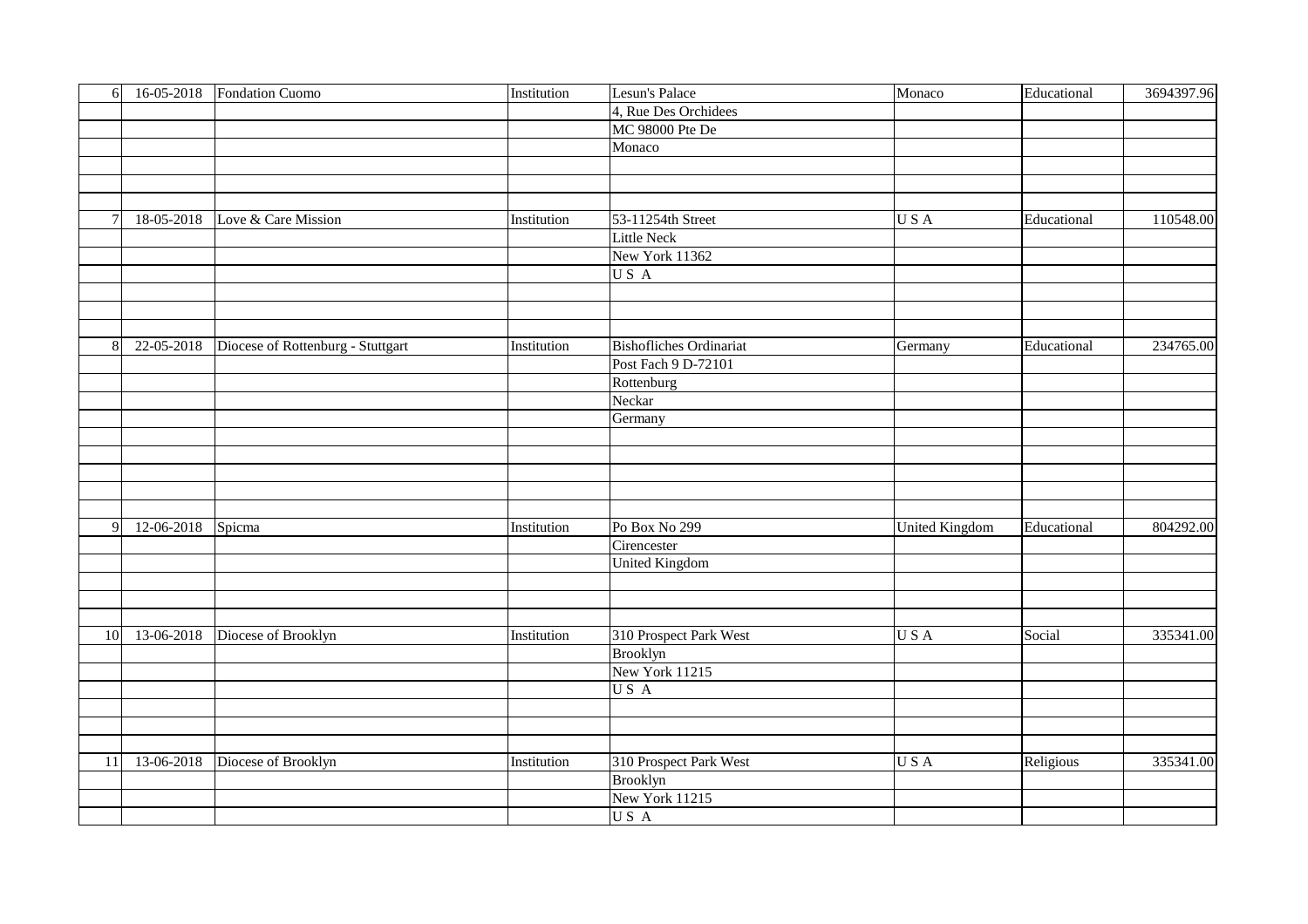| | | | | | | | |
|---|---|---|---|---|---|---|---|
| 6 | 16-05-2018 | Fondation Cuomo | Institution | Lesun's Palace | Monaco | Educational | 3694397.96 |
| | | | | 4, Rue Des Orchidees | | | |
| | | | | MC 98000 Pte De | | | |
| | | | | Monaco | | | |
| | | | | | | | |
| | | | | | | | |
| | | | | | | | |
| 7 | 18-05-2018 | Love & Care Mission | Institution | 53-11254th Street | U S A | Educational | 110548.00 |
| | | | | Little Neck | | | |
| | | | | New York 11362 | | | |
| | | | | U S A | | | |
| | | | | | | | |
| | | | | | | | |
| | | | | | | | |
| 8 | 22-05-2018 | Diocese of Rottenburg - Stuttgart | Institution | Bishofliches Ordinariat | Germany | Educational | 234765.00 |
| | | | | Post Fach 9 D-72101 | | | |
| | | | | Rottenburg | | | |
| | | | | Neckar | | | |
| | | | | Germany | | | |
| | | | | | | | |
| | | | | | | | |
| | | | | | | | |
| | | | | | | | |
| | | | | | | | |
| 9 | 12-06-2018 | Spicma | Institution | Po Box No 299 | United Kingdom | Educational | 804292.00 |
| | | | | Cirencester | | | |
| | | | | United Kingdom | | | |
| | | | | | | | |
| | | | | | | | |
| | | | | | | | |
| 10 | 13-06-2018 | Diocese of Brooklyn | Institution | 310 Prospect Park West | U S A | Social | 335341.00 |
| | | | | Brooklyn | | | |
| | | | | New York 11215 | | | |
| | | | | U S A | | | |
| | | | | | | | |
| | | | | | | | |
| | | | | | | | |
| 11 | 13-06-2018 | Diocese of Brooklyn | Institution | 310 Prospect Park West | U S A | Religious | 335341.00 |
| | | | | Brooklyn | | | |
| | | | | New York 11215 | | | |
| | | | | U S A | | | |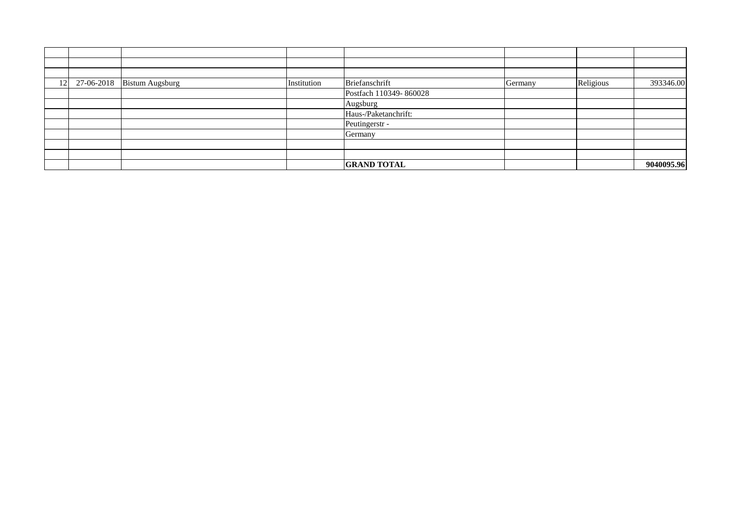| | | | | | | | |
|---|---|---|---|---|---|---|---|
| | | | | | | | |
| | | | | | | | |
| | | | | | | | |
| 12 | 27-06-2018 | Bistum Augsburg | Institution | Briefanschrift | Germany | Religious | 393346.00 |
| | | | | Postfach 110349- 860028 | | | |
| | | | | Augsburg | | | |
| | | | | Haus-/Paketanchrift: | | | |
| | | | | Peutingerstr - | | | |
| | | | | Germany | | | |
| | | | | | | | |
| | | | | | | | |
| | | | | **GRAND TOTAL** | | | **9040095.96** |